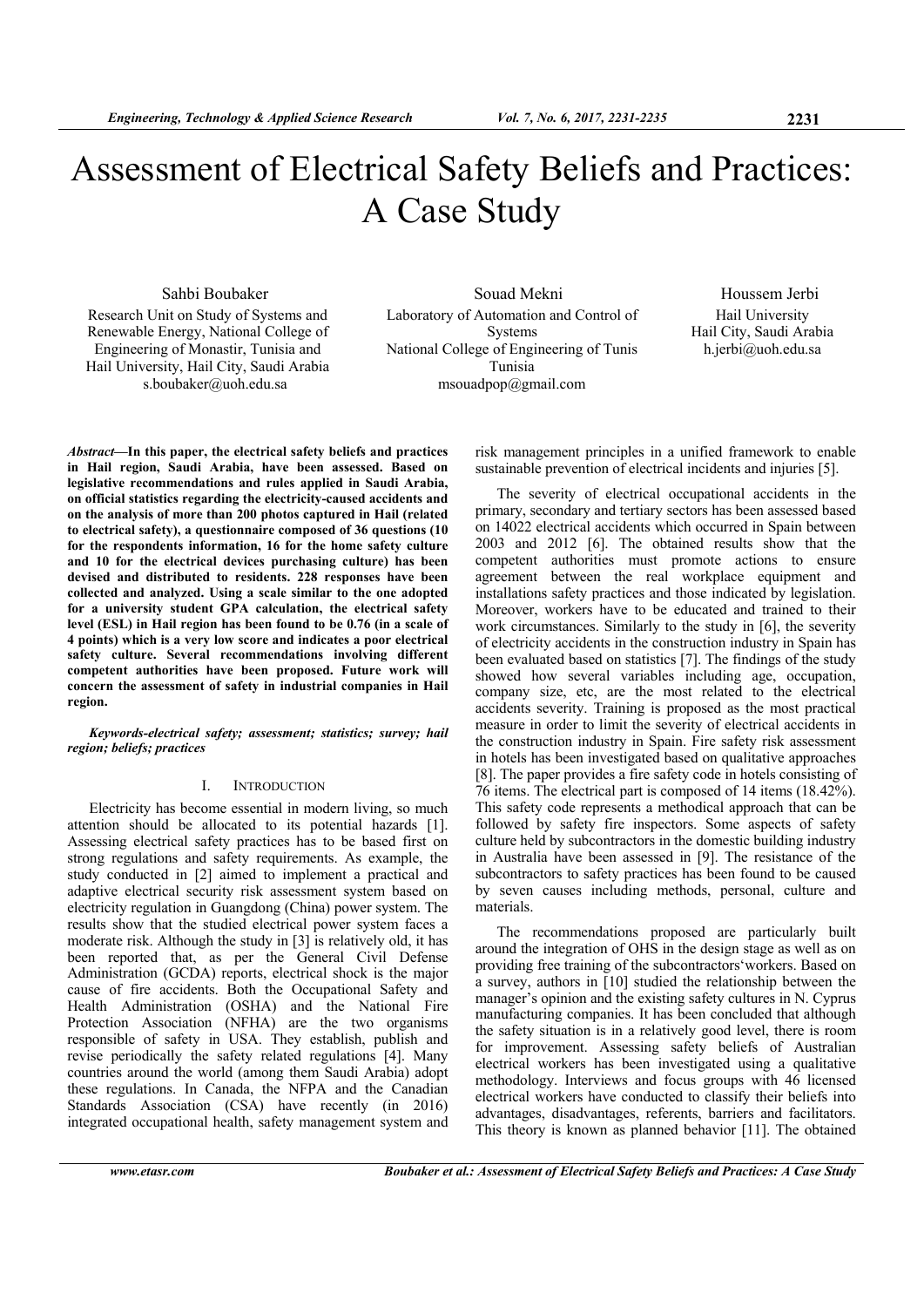# Assessment of Electrical Safety Beliefs and Practices: A Case Study

Sahbi Boubaker
Research Unit on Study of Systems and Renewable Energy, National College of Engineering of Monastir, Tunisia and Hail University, Hail City, Saudi Arabia
s.boubaker@uoh.edu.sa

Souad Mekni
Laboratory of Automation and Control of Systems
National College of Engineering of Tunis
Tunisia
msouadpop@gmail.com

Houssem Jerbi
Hail University
Hail City, Saudi Arabia
h.jerbi@uoh.edu.sa

***Abstract*—In this paper, the electrical safety beliefs and practices in Hail region, Saudi Arabia, have been assessed. Based on legislative recommendations and rules applied in Saudi Arabia, on official statistics regarding the electricity-caused accidents and on the analysis of more than 200 photos captured in Hail (related to electrical safety), a questionnaire composed of 36 questions (10 for the respondents information, 16 for the home safety culture and 10 for the electrical devices purchasing culture) has been devised and distributed to residents. 228 responses have been collected and analyzed. Using a scale similar to the one adopted for a university student GPA calculation, the electrical safety level (ESL) in Hail region has been found to be 0.76 (in a scale of 4 points) which is a very low score and indicates a poor electrical safety culture. Several recommendations involving different competent authorities have been proposed. Future work will concern the assessment of safety in industrial companies in Hail region.**

***Keywords-electrical safety; assessment; statistics; survey; hail region; beliefs; practices***

## I. Introduction

Electricity has become essential in modern living, so much attention should be allocated to its potential hazards [1]. Assessing electrical safety practices has to be based first on strong regulations and safety requirements. As example, the study conducted in [2] aimed to implement a practical and adaptive electrical security risk assessment system based on electricity regulation in Guangdong (China) power system. The results show that the studied electrical power system faces a moderate risk. Although the study in [3] is relatively old, it has been reported that, as per the General Civil Defense Administration (GCDA) reports, electrical shock is the major cause of fire accidents. Both the Occupational Safety and Health Administration (OSHA) and the National Fire Protection Association (NFHA) are the two organisms responsible of safety in USA. They establish, publish and revise periodically the safety related regulations [4]. Many countries around the world (among them Saudi Arabia) adopt these regulations. In Canada, the NFPA and the Canadian Standards Association (CSA) have recently (in 2016) integrated occupational health, safety management system and risk management principles in a unified framework to enable sustainable prevention of electrical incidents and injuries [5].

The severity of electrical occupational accidents in the primary, secondary and tertiary sectors has been assessed based on 14022 electrical accidents which occurred in Spain between 2003 and 2012 [6]. The obtained results show that the competent authorities must promote actions to ensure agreement between the real workplace equipment and installations safety practices and those indicated by legislation. Moreover, workers have to be educated and trained to their work circumstances. Similarly to the study in [6], the severity of electricity accidents in the construction industry in Spain has been evaluated based on statistics [7]. The findings of the study showed how several variables including age, occupation, company size, etc, are the most related to the electrical accidents severity. Training is proposed as the most practical measure in order to limit the severity of electrical accidents in the construction industry in Spain. Fire safety risk assessment in hotels has been investigated based on qualitative approaches [8]. The paper provides a fire safety code in hotels consisting of 76 items. The electrical part is composed of 14 items (18.42%). This safety code represents a methodical approach that can be followed by safety fire inspectors. Some aspects of safety culture held by subcontractors in the domestic building industry in Australia have been assessed in [9]. The resistance of the subcontractors to safety practices has been found to be caused by seven causes including methods, personal, culture and materials.

The recommendations proposed are particularly built around the integration of OHS in the design stage as well as on providing free training of the subcontractors' workers. Based on a survey, authors in [10] studied the relationship between the manager's opinion and the existing safety cultures in N. Cyprus manufacturing companies. It has been concluded that although the safety situation is in a relatively good level, there is room for improvement. Assessing safety beliefs of Australian electrical workers has been investigated using a qualitative methodology. Interviews and focus groups with 46 licensed electrical workers have conducted to classify their beliefs into advantages, disadvantages, referents, barriers and facilitators. This theory is known as planned behavior [11]. The obtained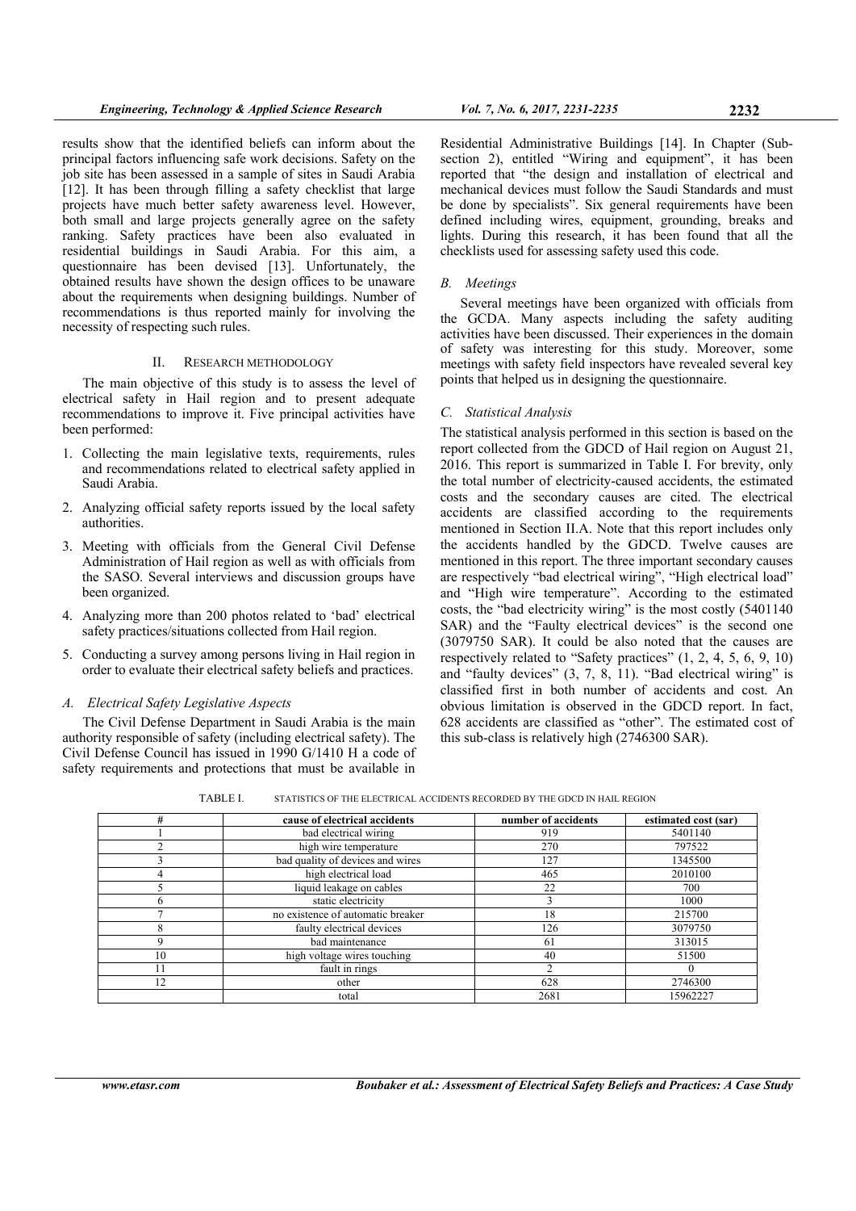results show that the identified beliefs can inform about the principal factors influencing safe work decisions. Safety on the job site has been assessed in a sample of sites in Saudi Arabia [12]. It has been through filling a safety checklist that large projects have much better safety awareness level. However, both small and large projects generally agree on the safety ranking. Safety practices have been also evaluated in residential buildings in Saudi Arabia. For this aim, a questionnaire has been devised [13]. Unfortunately, the obtained results have shown the design offices to be unaware about the requirements when designing buildings. Number of recommendations is thus reported mainly for involving the necessity of respecting such rules.

## II. Research Methodology

The main objective of this study is to assess the level of electrical safety in Hail region and to present adequate recommendations to improve it. Five principal activities have been performed:

1. Collecting the main legislative texts, requirements, rules and recommendations related to electrical safety applied in Saudi Arabia.
2. Analyzing official safety reports issued by the local safety authorities.
3. Meeting with officials from the General Civil Defense Administration of Hail region as well as with officials from the SASO. Several interviews and discussion groups have been organized.
4. Analyzing more than 200 photos related to 'bad' electrical safety practices/situations collected from Hail region.
5. Conducting a survey among persons living in Hail region in order to evaluate their electrical safety beliefs and practices.

### *A. Electrical Safety Legislative Aspects*

The Civil Defense Department in Saudi Arabia is the main authority responsible of safety (including electrical safety). The Civil Defense Council has issued in 1990 G/1410 H a code of safety requirements and protections that must be available in Residential Administrative Buildings [14]. In Chapter (Sub-section 2), entitled "Wiring and equipment", it has been reported that "the design and installation of electrical and mechanical devices must follow the Saudi Standards and must be done by specialists". Six general requirements have been defined including wires, equipment, grounding, breaks and lights. During this research, it has been found that all the checklists used for assessing safety used this code.

### *B. Meetings*

Several meetings have been organized with officials from the GCDA. Many aspects including the safety auditing activities have been discussed. Their experiences in the domain of safety was interesting for this study. Moreover, some meetings with safety field inspectors have revealed several key points that helped us in designing the questionnaire.

### *C. Statistical Analysis*

The statistical analysis performed in this section is based on the report collected from the GDCD of Hail region on August 21, 2016. This report is summarized in Table I. For brevity, only the total number of electricity-caused accidents, the estimated costs and the secondary causes are cited. The electrical accidents are classified according to the requirements mentioned in Section II.A. Note that this report includes only the accidents handled by the GDCD. Twelve causes are mentioned in this report. The three important secondary causes are respectively "bad electrical wiring", "High electrical load" and "High wire temperature". According to the estimated costs, the "bad electricity wiring" is the most costly (5401140 SAR) and the "Faulty electrical devices" is the second one (3079750 SAR). It could be also noted that the causes are respectively related to "Safety practices" (1, 2, 4, 5, 6, 9, 10) and "faulty devices" (3, 7, 8, 11). "Bad electrical wiring" is classified first in both number of accidents and cost. An obvious limitation is observed in the GDCD report. In fact, 628 accidents are classified as "other". The estimated cost of this sub-class is relatively high (2746300 SAR).

TABLE I. STATISTICS OF THE ELECTRICAL ACCIDENTS RECORDED BY THE GDCD IN HAIL REGION

| # | cause of electrical accidents | number of accidents | estimated cost (sar) |
|---|---|---|---|
| 1 | bad electrical wiring | 919 | 5401140 |
| 2 | high wire temperature | 270 | 797522 |
| 3 | bad quality of devices and wires | 127 | 1345500 |
| 4 | high electrical load | 465 | 2010100 |
| 5 | liquid leakage on cables | 22 | 700 |
| 6 | static electricity | 3 | 1000 |
| 7 | no existence of automatic breaker | 18 | 215700 |
| 8 | faulty electrical devices | 126 | 3079750 |
| 9 | bad maintenance | 61 | 313015 |
| 10 | high voltage wires touching | 40 | 51500 |
| 11 | fault in rings | 2 | 0 |
| 12 | other | 628 | 2746300 |
| | total | 2681 | 15962227 |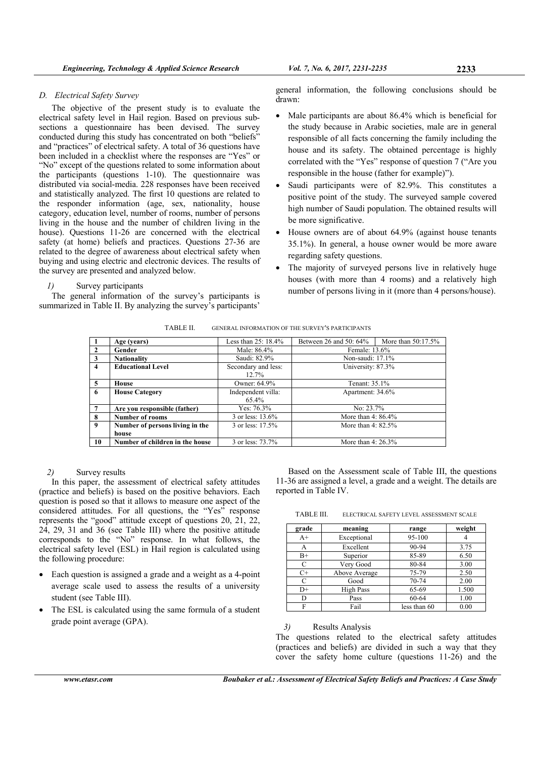### D. Electrical Safety Survey

The objective of the present study is to evaluate the electrical safety level in Hail region. Based on previous sub-sections a questionnaire has been devised. The survey conducted during this study has concentrated on both "beliefs" and "practices" of electrical safety. A total of 36 questions have been included in a checklist where the responses are "Yes" or "No" except of the questions related to some information about the participants (questions 1-10). The questionnaire was distributed via social-media. 228 responses have been received and statistically analyzed. The first 10 questions are related to the responder information (age, sex, nationality, house category, education level, number of rooms, number of persons living in the house and the number of children living in the house). Questions 11-26 are concerned with the electrical safety (at home) beliefs and practices. Questions 27-36 are related to the degree of awareness about electrical safety when buying and using electric and electronic devices. The results of the survey are presented and analyzed below.

#### 1) Survey participants

The general information of the survey's participants is summarized in Table II. By analyzing the survey's participants' general information, the following conclusions should be drawn:

- Male participants are about 86.4% which is beneficial for the study because in Arabic societies, male are in general responsible of all facts concerning the family including the house and its safety. The obtained percentage is highly correlated with the "Yes" response of question 7 ("Are you responsible in the house (father for example)").
- Saudi participants were of 82.9%. This constitutes a positive point of the study. The surveyed sample covered high number of Saudi population. The obtained results will be more significative.
- House owners are of about 64.9% (against house tenants 35.1%). In general, a house owner would be more aware regarding safety questions.
- The majority of surveyed persons live in relatively huge houses (with more than 4 rooms) and a relatively high number of persons living in it (more than 4 persons/house).

TABLE II. GENERAL INFORMATION OF THE SURVEY'S PARTICIPANTS

| | | | | |
|---|---|---|---|---|
| 1 | **Age (years)** | Less than 25: 18.4% | Between 26 and 50: 64% | More than 50:17.5% |
| 2 | **Gender** | Male: 86.4% | Female: 13.6% | |
| 3 | **Nationality** | Saudi: 82.9% | Non-saudi: 17.1% | |
| 4 | **Educational Level** | Secondary and less: 12.7% | University: 87.3% | |
| 5 | **House** | Owner: 64.9% | Tenant: 35.1% | |
| 6 | **House Category** | Independent villa: 65.4% | Apartment: 34.6% | |
| 7 | **Are you responsible (father)** | Yes: 76.3% | No: 23.7% | |
| 8 | **Number of rooms** | 3 or less: 13.6% | More than 4: 86.4% | |
| 9 | **Number of persons living in the house** | 3 or less: 17.5% | More than 4: 82.5% | |
| 10 | **Number of children in the house** | 3 or less: 73.7% | More than 4: 26.3% | |

#### 2) Survey results

In this paper, the assessment of electrical safety attitudes (practice and beliefs) is based on the positive behaviors. Each question is posed so that it allows to measure one aspect of the considered attitudes. For all questions, the "Yes" response represents the "good" attitude except of questions 20, 21, 22, 24, 29, 31 and 36 (see Table III) where the positive attitude corresponds to the "No" response. In what follows, the electrical safety level (ESL) in Hail region is calculated using the following procedure:

- Each question is assigned a grade and a weight as a 4-point average scale used to assess the results of a university student (see Table III).
- The ESL is calculated using the same formula of a student grade point average (GPA).

Based on the Assessment scale of Table III, the questions 11-36 are assigned a level, a grade and a weight. The details are reported in Table IV.

TABLE III. ELECTRICAL SAFETY LEVEL ASSESSMENT SCALE

| grade | meaning | range | weight |
|---|---|---|---|
| A+ | Exceptional | 95-100 | 4 |
| A | Excellent | 90-94 | 3.75 |
| B+ | Superior | 85-89 | 6.50 |
| C | Very Good | 80-84 | 3.00 |
| C+ | Above Average | 75-79 | 2.50 |
| C | Good | 70-74 | 2.00 |
| D+ | High Pass | 65-69 | 1.500 |
| D | Pass | 60-64 | 1.00 |
| F | Fail | less than 60 | 0.00 |

#### 3) Results Analysis

The questions related to the electrical safety attitudes (practices and beliefs) are divided in such a way that they cover the safety home culture (questions 11-26) and the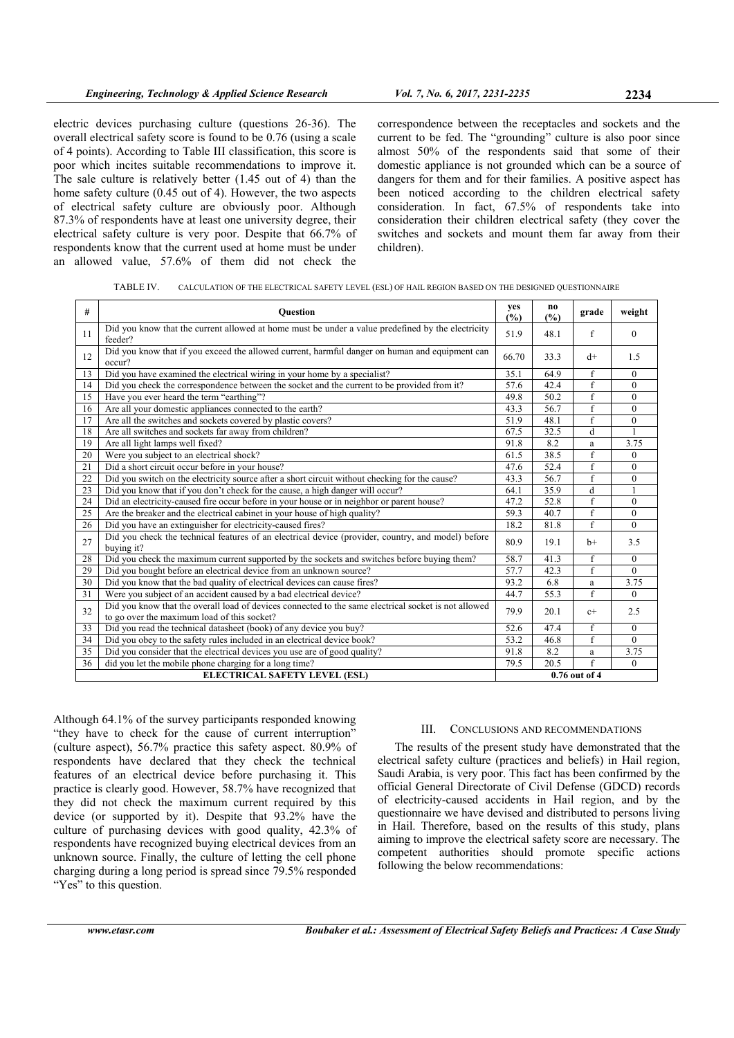electric devices purchasing culture (questions 26-36). The overall electrical safety score is found to be 0.76 (using a scale of 4 points). According to Table III classification, this score is poor which incites suitable recommendations to improve it. The sale culture is relatively better (1.45 out of 4) than the home safety culture (0.45 out of 4). However, the two aspects of electrical safety culture are obviously poor. Although 87.3% of respondents have at least one university degree, their electrical safety culture is very poor. Despite that 66.7% of respondents know that the current used at home must be under an allowed value, 57.6% of them did not check the correspondence between the receptacles and sockets and the current to be fed. The "grounding" culture is also poor since almost 50% of the respondents said that some of their domestic appliance is not grounded which can be a source of dangers for them and for their families. A positive aspect has been noticed according to the children electrical safety consideration. In fact, 67.5% of respondents take into consideration their children electrical safety (they cover the switches and sockets and mount them far away from their children).

TABLE IV. CALCULATION OF THE ELECTRICAL SAFETY LEVEL (ESL) OF HAIL REGION BASED ON THE DESIGNED QUESTIONNAIRE

| # | Question | yes (%) | no (%) | grade | weight |
|---|---|---|---|---|---|
| 11 | Did you know that the current allowed at home must be under a value predefined by the electricity feeder? | 51.9 | 48.1 | f | 0 |
| 12 | Did you know that if you exceed the allowed current, harmful danger on human and equipment can occur? | 66.70 | 33.3 | d+ | 1.5 |
| 13 | Did you have examined the electrical wiring in your home by a specialist? | 35.1 | 64.9 | f | 0 |
| 14 | Did you check the correspondence between the socket and the current to be provided from it? | 57.6 | 42.4 | f | 0 |
| 15 | Have you ever heard the term "earthing"? | 49.8 | 50.2 | f | 0 |
| 16 | Are all your domestic appliances connected to the earth? | 43.3 | 56.7 | f | 0 |
| 17 | Are all the switches and sockets covered by plastic covers? | 51.9 | 48.1 | f | 0 |
| 18 | Are all switches and sockets far away from children? | 67.5 | 32.5 | d | 1 |
| 19 | Are all light lamps well fixed? | 91.8 | 8.2 | a | 3.75 |
| 20 | Were you subject to an electrical shock? | 61.5 | 38.5 | f | 0 |
| 21 | Did a short circuit occur before in your house? | 47.6 | 52.4 | f | 0 |
| 22 | Did you switch on the electricity source after a short circuit without checking for the cause? | 43.3 | 56.7 | f | 0 |
| 23 | Did you know that if you don't check for the cause, a high danger will occur? | 64.1 | 35.9 | d | 1 |
| 24 | Did an electricity-caused fire occur before in your house or in neighbor or parent house? | 47.2 | 52.8 | f | 0 |
| 25 | Are the breaker and the electrical cabinet in your house of high quality? | 59.3 | 40.7 | f | 0 |
| 26 | Did you have an extinguisher for electricity-caused fires? | 18.2 | 81.8 | f | 0 |
| 27 | Did you check the technical features of an electrical device (provider, country, and model) before buying it? | 80.9 | 19.1 | b+ | 3.5 |
| 28 | Did you check the maximum current supported by the sockets and switches before buying them? | 58.7 | 41.3 | f | 0 |
| 29 | Did you bought before an electrical device from an unknown source? | 57.7 | 42.3 | f | 0 |
| 30 | Did you know that the bad quality of electrical devices can cause fires? | 93.2 | 6.8 | a | 3.75 |
| 31 | Were you subject of an accident caused by a bad electrical device? | 44.7 | 55.3 | f | 0 |
| 32 | Did you know that the overall load of devices connected to the same electrical socket is not allowed to go over the maximum load of this socket? | 79.9 | 20.1 | c+ | 2.5 |
| 33 | Did you read the technical datasheet (book) of any device you buy? | 52.6 | 47.4 | f | 0 |
| 34 | Did you obey to the safety rules included in an electrical device book? | 53.2 | 46.8 | f | 0 |
| 35 | Did you consider that the electrical devices you use are of good quality? | 91.8 | 8.2 | a | 3.75 |
| 36 | did you let the mobile phone charging for a long time? | 79.5 | 20.5 | f | 0 |
| **ELECTRICAL SAFETY LEVEL (ESL)** | | **0.76 out of 4** | | | |

Although 64.1% of the survey participants responded knowing "they have to check for the cause of current interruption" (culture aspect), 56.7% practice this safety aspect. 80.9% of respondents have declared that they check the technical features of an electrical device before purchasing it. This practice is clearly good. However, 58.7% have recognized that they did not check the maximum current required by this device (or supported by it). Despite that 93.2% have the culture of purchasing devices with good quality, 42.3% of respondents have recognized buying electrical devices from an unknown source. Finally, the culture of letting the cell phone charging during a long period is spread since 79.5% responded "Yes" to this question.

## III. CONCLUSIONS AND RECOMMENDATIONS

The results of the present study have demonstrated that the electrical safety culture (practices and beliefs) in Hail region, Saudi Arabia, is very poor. This fact has been confirmed by the official General Directorate of Civil Defense (GDCD) records of electricity-caused accidents in Hail region, and by the questionnaire we have devised and distributed to persons living in Hail. Therefore, based on the results of this study, plans aiming to improve the electrical safety score are necessary. The competent authorities should promote specific actions following the below recommendations: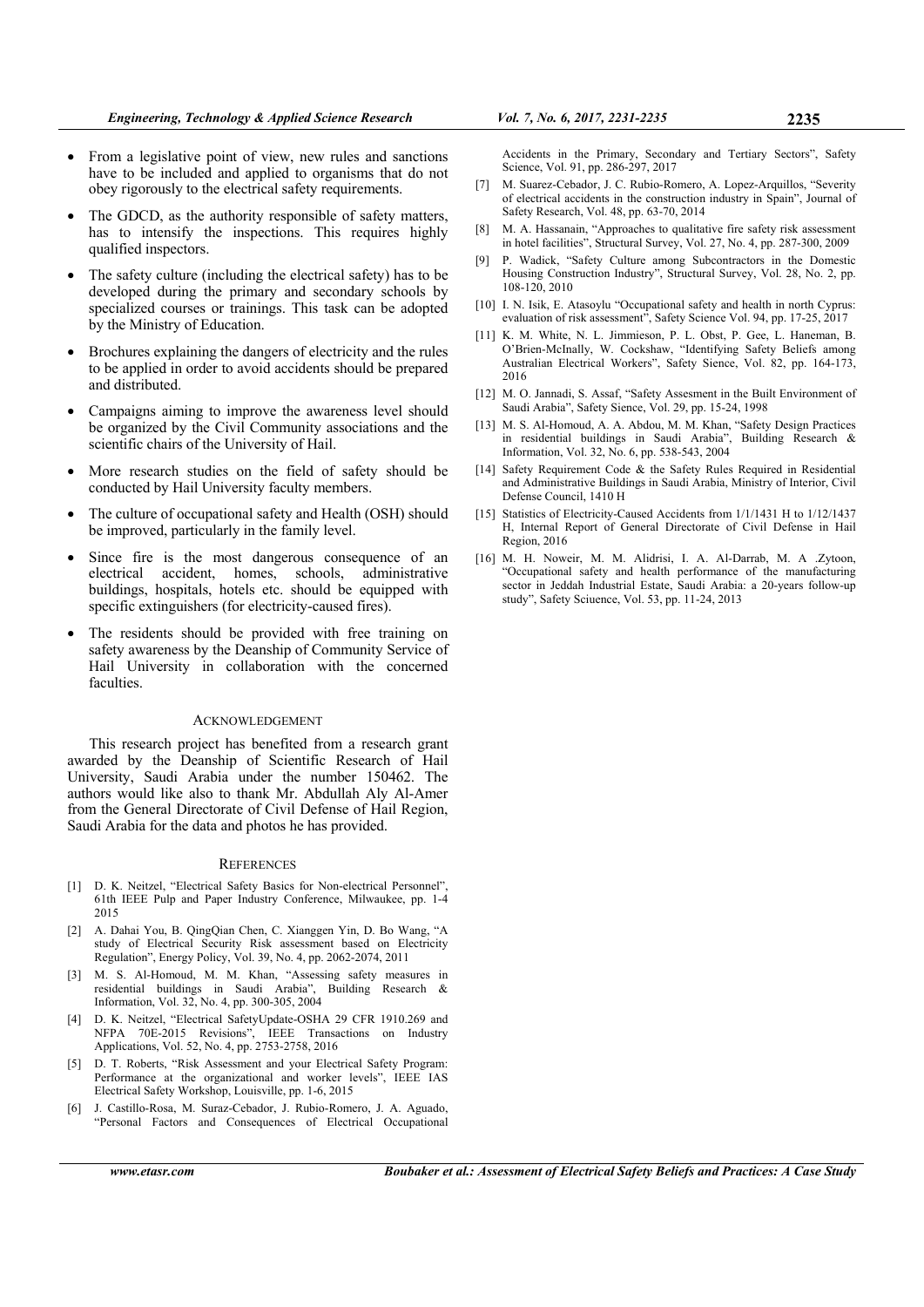- From a legislative point of view, new rules and sanctions have to be included and applied to organisms that do not obey rigorously to the electrical safety requirements.
- The GDCD, as the authority responsible of safety matters, has to intensify the inspections. This requires highly qualified inspectors.
- The safety culture (including the electrical safety) has to be developed during the primary and secondary schools by specialized courses or trainings. This task can be adopted by the Ministry of Education.
- Brochures explaining the dangers of electricity and the rules to be applied in order to avoid accidents should be prepared and distributed.
- Campaigns aiming to improve the awareness level should be organized by the Civil Community associations and the scientific chairs of the University of Hail.
- More research studies on the field of safety should be conducted by Hail University faculty members.
- The culture of occupational safety and Health (OSH) should be improved, particularly in the family level.
- Since fire is the most dangerous consequence of an electrical accident, homes, schools, administrative buildings, hospitals, hotels etc. should be equipped with specific extinguishers (for electricity-caused fires).
- The residents should be provided with free training on safety awareness by the Deanship of Community Service of Hail University in collaboration with the concerned faculties.

## ACKNOWLEDGEMENT

This research project has benefited from a research grant awarded by the Deanship of Scientific Research of Hail University, Saudi Arabia under the number 150462. The authors would like also to thank Mr. Abdullah Aly Al-Amer from the General Directorate of Civil Defense of Hail Region, Saudi Arabia for the data and photos he has provided.

## REFERENCES

[1] D. K. Neitzel, "Electrical Safety Basics for Non-electrical Personnel", 61th IEEE Pulp and Paper Industry Conference, Milwaukee, pp. 1-4 2015

[2] A. Dahai You, B. QingQian Chen, C. Xianggen Yin, D. Bo Wang, "A study of Electrical Security Risk assessment based on Electricity Regulation", Energy Policy, Vol. 39, No. 4, pp. 2062-2074, 2011

[3] M. S. Al-Homoud, M. M. Khan, "Assessing safety measures in residential buildings in Saudi Arabia", Building Research & Information, Vol. 32, No. 4, pp. 300-305, 2004

[4] D. K. Neitzel, "Electrical SafetyUpdate-OSHA 29 CFR 1910.269 and NFPA 70E-2015 Revisions", IEEE Transactions on Industry Applications, Vol. 52, No. 4, pp. 2753-2758, 2016

[5] D. T. Roberts, "Risk Assessment and your Electrical Safety Program: Performance at the organizational and worker levels", IEEE IAS Electrical Safety Workshop, Louisville, pp. 1-6, 2015

[6] J. Castillo-Rosa, M. Suraz-Cebador, J. Rubio-Romero, J. A. Aguado, "Personal Factors and Consequences of Electrical Occupational Accidents in the Primary, Secondary and Tertiary Sectors", Safety Science, Vol. 91, pp. 286-297, 2017

[7] M. Suarez-Cebador, J. C. Rubio-Romero, A. Lopez-Arquillos, "Severity of electrical accidents in the construction industry in Spain", Journal of Safety Research, Vol. 48, pp. 63-70, 2014

[8] M. A. Hassanain, "Approaches to qualitative fire safety risk assessment in hotel facilities", Structural Survey, Vol. 27, No. 4, pp. 287-300, 2009

[9] P. Wadick, "Safety Culture among Subcontractors in the Domestic Housing Construction Industry", Structural Survey, Vol. 28, No. 2, pp. 108-120, 2010

[10] I. N. Isik, E. Atasoylu "Occupational safety and health in north Cyprus: evaluation of risk assessment", Safety Science Vol. 94, pp. 17-25, 2017

[11] K. M. White, N. L. Jimmieson, P. L. Obst, P. Gee, L. Haneman, B. O'Brien-McInally, W. Cockshaw, "Identifying Safety Beliefs among Australian Electrical Workers", Safety Sience, Vol. 82, pp. 164-173, 2016

[12] M. O. Jannadi, S. Assaf, "Safety Assesment in the Built Environment of Saudi Arabia", Safety Sience, Vol. 29, pp. 15-24, 1998

[13] M. S. Al-Homoud, A. A. Abdou, M. M. Khan, "Safety Design Practices in residential buildings in Saudi Arabia", Building Research & Information, Vol. 32, No. 6, pp. 538-543, 2004

[14] Safety Requirement Code & the Safety Rules Required in Residential and Administrative Buildings in Saudi Arabia, Ministry of Interior, Civil Defense Council, 1410 H

[15] Statistics of Electricity-Caused Accidents from 1/1/1431 H to 1/12/1437 H, Internal Report of General Directorate of Civil Defense in Hail Region, 2016

[16] M. H. Noweir, M. M. Alidrisi, I. A. Al-Darrab, M. A .Zytoon, "Occupational safety and health performance of the manufacturing sector in Jeddah Industrial Estate, Saudi Arabia: a 20-years follow-up study", Safety Sciuence, Vol. 53, pp. 11-24, 2013